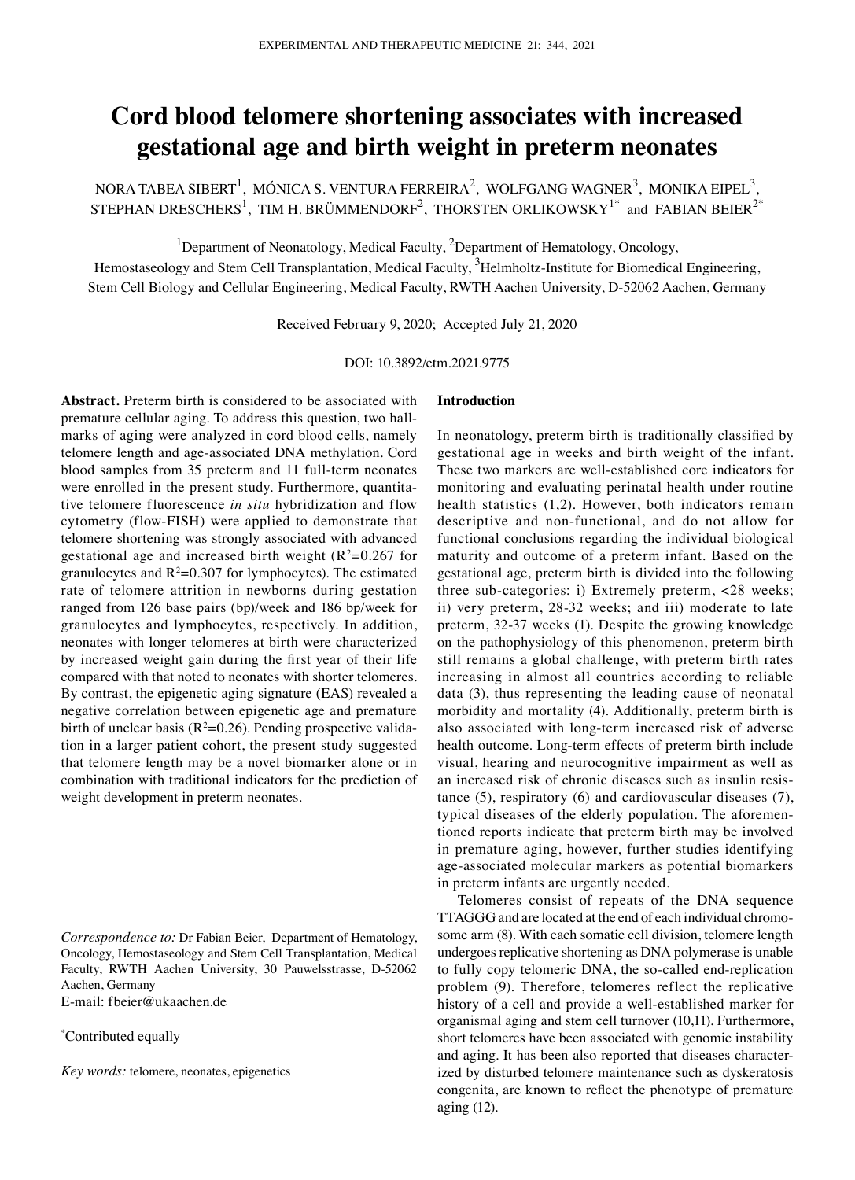# Cord blood telomere shortening associates with increased gestational age and birth weight in preterm neonates

NORA TABEA SIBERT[1], MÓNICA S. VENTURA FERREIRA[2], WOLFGANG WAGNER[3], MONIKA EIPEL[3], STEPHAN DRESCHERS[1], TIM H. BRÜMMENDORF[2], THORSTEN ORLIKOWSKY[1*] and FABIAN BEIER[2*]

[1]Department of Neonatology, Medical Faculty, [2]Department of Hematology, Oncology, Hemostaseology and Stem Cell Transplantation, Medical Faculty, [3]Helmholtz-Institute for Biomedical Engineering, Stem Cell Biology and Cellular Engineering, Medical Faculty, RWTH Aachen University, D-52062 Aachen, Germany

Received February 9, 2020; Accepted July 21, 2020

DOI: 10.3892/etm.2021.9775

**Abstract.** Preterm birth is considered to be associated with premature cellular aging. To address this question, two hallmarks of aging were analyzed in cord blood cells, namely telomere length and age-associated DNA methylation. Cord blood samples from 35 preterm and 11 full-term neonates were enrolled in the present study. Furthermore, quantitative telomere fluorescence *in situ* hybridization and flow cytometry (flow-FISH) were applied to demonstrate that telomere shortening was strongly associated with advanced gestational age and increased birth weight ($R^2$=0.267 for granulocytes and $R^2$=0.307 for lymphocytes). The estimated rate of telomere attrition in newborns during gestation ranged from 126 base pairs (bp)/week and 186 bp/week for granulocytes and lymphocytes, respectively. In addition, neonates with longer telomeres at birth were characterized by increased weight gain during the first year of their life compared with that noted to neonates with shorter telomeres. By contrast, the epigenetic aging signature (EAS) revealed a negative correlation between epigenetic age and premature birth of unclear basis ($R^2$=0.26). Pending prospective validation in a larger patient cohort, the present study suggested that telomere length may be a novel biomarker alone or in combination with traditional indicators for the prediction of weight development in preterm neonates.

*Correspondence to:* Dr Fabian Beier, Department of Hematology, Oncology, Hemostaseology and Stem Cell Transplantation, Medical Faculty, RWTH Aachen University, 30 Pauwelsstrasse, D-52062 Aachen, Germany
E-mail: fbeier@ukaachen.de

[*]Contributed equally

*Key words:* telomere, neonates, epigenetics

## Introduction

In neonatology, preterm birth is traditionally classified by gestational age in weeks and birth weight of the infant. These two markers are well-established core indicators for monitoring and evaluating perinatal health under routine health statistics (1,2). However, both indicators remain descriptive and non-functional, and do not allow for functional conclusions regarding the individual biological maturity and outcome of a preterm infant. Based on the gestational age, preterm birth is divided into the following three sub-categories: i) Extremely preterm, <28 weeks; ii) very preterm, 28-32 weeks; and iii) moderate to late preterm, 32-37 weeks (1). Despite the growing knowledge on the pathophysiology of this phenomenon, preterm birth still remains a global challenge, with preterm birth rates increasing in almost all countries according to reliable data (3), thus representing the leading cause of neonatal morbidity and mortality (4). Additionally, preterm birth is also associated with long-term increased risk of adverse health outcome. Long-term effects of preterm birth include visual, hearing and neurocognitive impairment as well as an increased risk of chronic diseases such as insulin resistance (5), respiratory (6) and cardiovascular diseases (7), typical diseases of the elderly population. The aforementioned reports indicate that preterm birth may be involved in premature aging, however, further studies identifying age-associated molecular markers as potential biomarkers in preterm infants are urgently needed.

Telomeres consist of repeats of the DNA sequence TTAGGG and are located at the end of each individual chromosome arm (8). With each somatic cell division, telomere length undergoes replicative shortening as DNA polymerase is unable to fully copy telomeric DNA, the so-called end-replication problem (9). Therefore, telomeres reflect the replicative history of a cell and provide a well-established marker for organismal aging and stem cell turnover (10,11). Furthermore, short telomeres have been associated with genomic instability and aging. It has been also reported that diseases characterized by disturbed telomere maintenance such as dyskeratosis congenita, are known to reflect the phenotype of premature aging (12).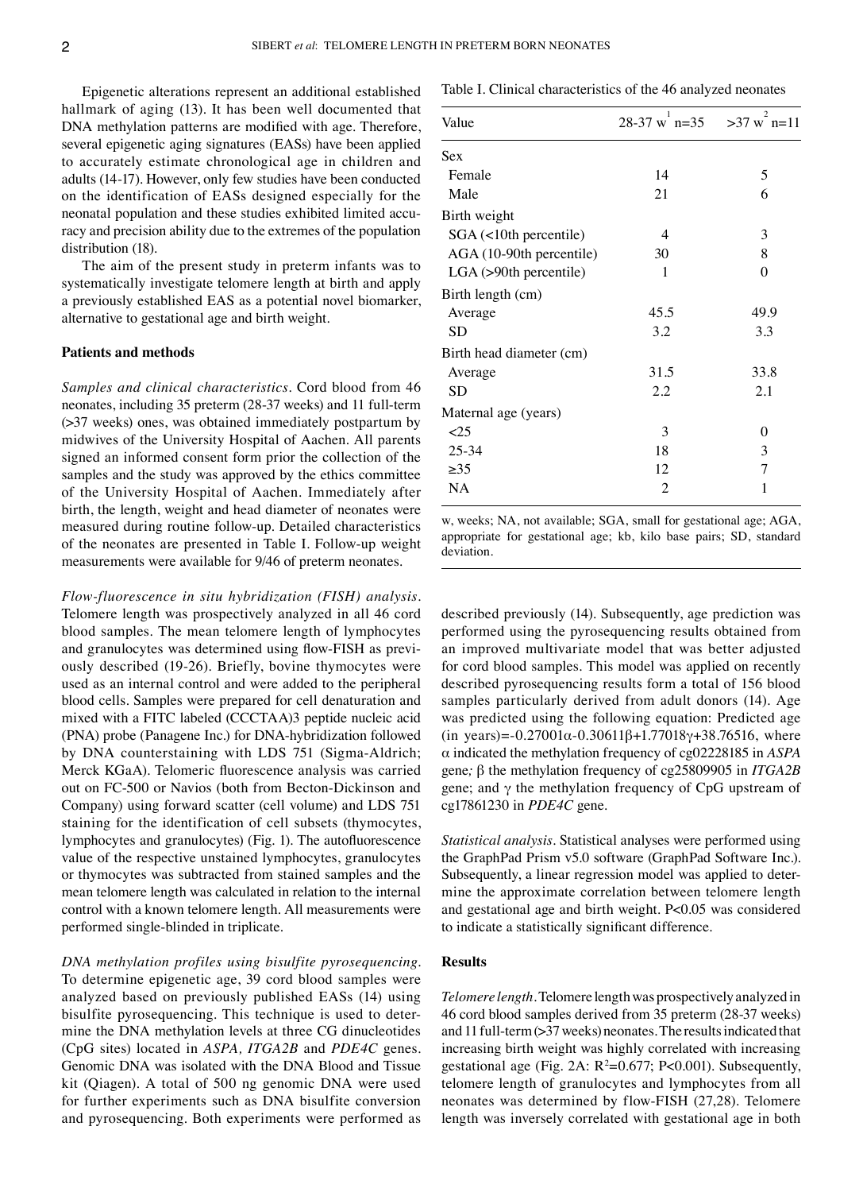Epigenetic alterations represent an additional established hallmark of aging (13). It has been well documented that DNA methylation patterns are modified with age. Therefore, several epigenetic aging signatures (EASs) have been applied to accurately estimate chronological age in children and adults (14-17). However, only few studies have been conducted on the identification of EASs designed especially for the neonatal population and these studies exhibited limited accuracy and precision ability due to the extremes of the population distribution (18).

The aim of the present study in preterm infants was to systematically investigate telomere length at birth and apply a previously established EAS as a potential novel biomarker, alternative to gestational age and birth weight.

## Patients and methods

*Samples and clinical characteristics.* Cord blood from 46 neonates, including 35 preterm (28-37 weeks) and 11 full-term (>37 weeks) ones, was obtained immediately postpartum by midwives of the University Hospital of Aachen. All parents signed an informed consent form prior the collection of the samples and the study was approved by the ethics committee of the University Hospital of Aachen. Immediately after birth, the length, weight and head diameter of neonates were measured during routine follow-up. Detailed characteristics of the neonates are presented in Table I. Follow-up weight measurements were available for 9/46 of preterm neonates.

*Flow-fluorescence in situ hybridization (FISH) analysis.* Telomere length was prospectively analyzed in all 46 cord blood samples. The mean telomere length of lymphocytes and granulocytes was determined using flow-FISH as previously described (19-26). Briefly, bovine thymocytes were used as an internal control and were added to the peripheral blood cells. Samples were prepared for cell denaturation and mixed with a FITC labeled (CCCTAA)3 peptide nucleic acid (PNA) probe (Panagene Inc.) for DNA-hybridization followed by DNA counterstaining with LDS 751 (Sigma-Aldrich; Merck KGaA). Telomeric fluorescence analysis was carried out on FC-500 or Navios (both from Becton-Dickinson and Company) using forward scatter (cell volume) and LDS 751 staining for the identification of cell subsets (thymocytes, lymphocytes and granulocytes) (Fig. 1). The autofluorescence value of the respective unstained lymphocytes, granulocytes or thymocytes was subtracted from stained samples and the mean telomere length was calculated in relation to the internal control with a known telomere length. All measurements were performed single-blinded in triplicate.

*DNA methylation profiles using bisulfite pyrosequencing.* To determine epigenetic age, 39 cord blood samples were analyzed based on previously published EASs (14) using bisulfite pyrosequencing. This technique is used to determine the DNA methylation levels at three CG dinucleotides (CpG sites) located in *ASPA, ITGA2B* and *PDE4C* genes. Genomic DNA was isolated with the DNA Blood and Tissue kit (Qiagen). A total of 500 ng genomic DNA were used for further experiments such as DNA bisulfite conversion and pyrosequencing. Both experiments were performed as described previously (14). Subsequently, age prediction was performed using the pyrosequencing results obtained from an improved multivariate model that was better adjusted for cord blood samples. This model was applied on recently described pyrosequencing results form a total of 156 blood samples particularly derived from adult donors (14). Age was predicted using the following equation: Predicted age (in years)=$-0.27001\alpha-0.30611\beta+1.77018\gamma+38.76516$, where $\alpha$ indicated the methylation frequency of cg02228185 in *ASPA* gene; $\beta$ the methylation frequency of cg25809905 in *ITGA2B* gene; and $\gamma$ the methylation frequency of CpG upstream of cg17861230 in *PDE4C* gene.

Table I. Clinical characteristics of the 46 analyzed neonates

| Value | 28-37 w[1] n=35 | >37 w[2] n=11 |
|---|---|---|
| Sex | | |
| Female | 14 | 5 |
| Male | 21 | 6 |
| Birth weight | | |
| SGA (<10th percentile) | 4 | 3 |
| AGA (10-90th percentile) | 30 | 8 |
| LGA (>90th percentile) | 1 | 0 |
| Birth length (cm) | | |
| Average | 45.5 | 49.9 |
| SD | 3.2 | 3.3 |
| Birth head diameter (cm) | | |
| Average | 31.5 | 33.8 |
| SD | 2.2 | 2.1 |
| Maternal age (years) | | |
| <25 | 3 | 0 |
| 25-34 | 18 | 3 |
| ≥35 | 12 | 7 |
| NA | 2 | 1 |

w, weeks; NA, not available; SGA, small for gestational age; AGA, appropriate for gestational age; kb, kilo base pairs; SD, standard deviation.

*Statistical analysis.* Statistical analyses were performed using the GraphPad Prism v5.0 software (GraphPad Software Inc.). Subsequently, a linear regression model was applied to determine the approximate correlation between telomere length and gestational age and birth weight. $P<0.05$ was considered to indicate a statistically significant difference.

## Results

*Telomere length.* Telomere length was prospectively analyzed in 46 cord blood samples derived from 35 preterm (28-37 weeks) and 11 full-term (>37 weeks) neonates. The results indicated that increasing birth weight was highly correlated with increasing gestational age (Fig. 2A: $R^2=0.677$; $P<0.001$). Subsequently, telomere length of granulocytes and lymphocytes from all neonates was determined by flow-FISH (27,28). Telomere length was inversely correlated with gestational age in both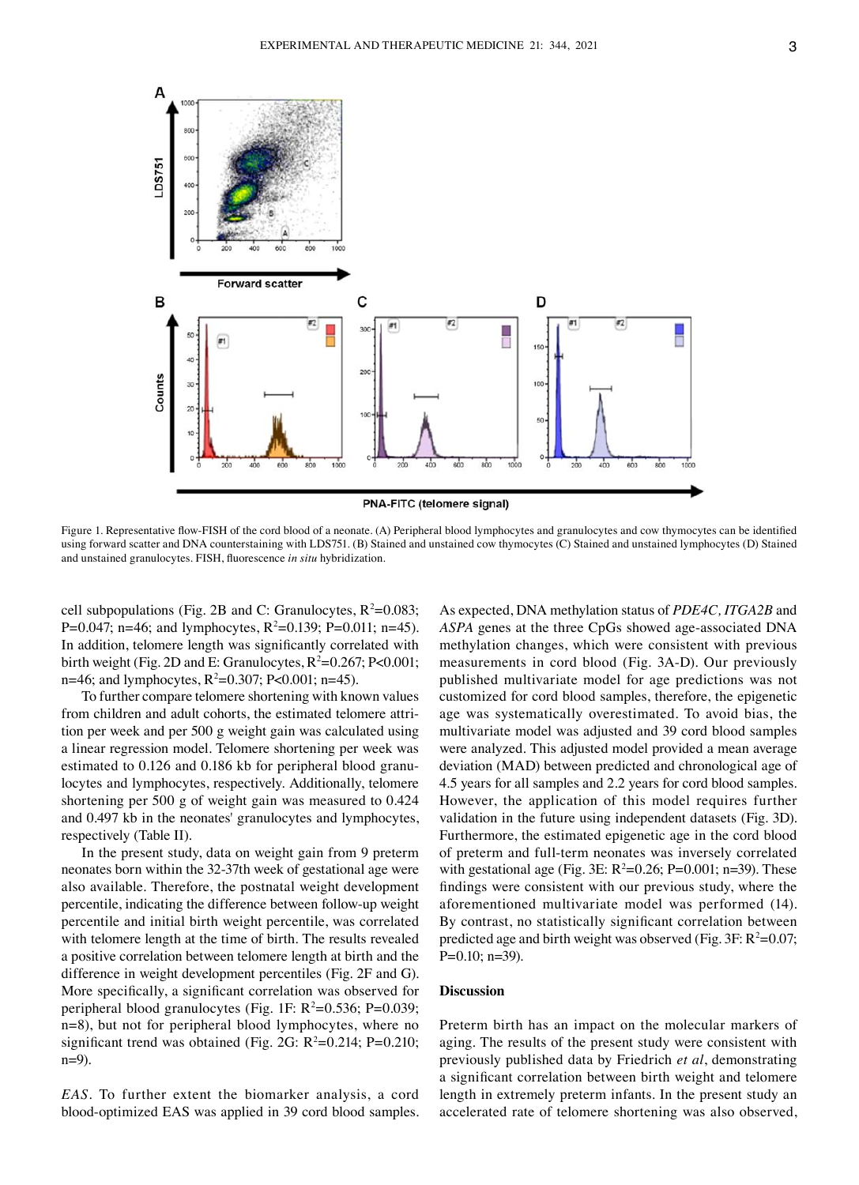Figure 1. Representative flow-FISH of the cord blood of a neonate. (A) Peripheral blood lymphocytes and granulocytes and cow thymocytes can be identified using forward scatter and DNA counterstaining with LDS751. (B) Stained and unstained cow thymocytes (C) Stained and unstained lymphocytes (D) Stained and unstained granulocytes. FISH, fluorescence *in situ* hybridization.

cell subpopulations (Fig. 2B and C: Granulocytes, $R^2$=0.083; P=0.047; n=46; and lymphocytes, $R^2$=0.139; P=0.011; n=45). In addition, telomere length was significantly correlated with birth weight (Fig. 2D and E: Granulocytes, $R^2$=0.267; P<0.001; n=46; and lymphocytes, $R^2$=0.307; P<0.001; n=45).

To further compare telomere shortening with known values from children and adult cohorts, the estimated telomere attrition per week and per 500 g weight gain was calculated using a linear regression model. Telomere shortening per week was estimated to 0.126 and 0.186 kb for peripheral blood granulocytes and lymphocytes, respectively. Additionally, telomere shortening per 500 g of weight gain was measured to 0.424 and 0.497 kb in the neonates' granulocytes and lymphocytes, respectively (Table II).

In the present study, data on weight gain from 9 preterm neonates born within the 32-37th week of gestational age were also available. Therefore, the postnatal weight development percentile, indicating the difference between follow-up weight percentile and initial birth weight percentile, was correlated with telomere length at the time of birth. The results revealed a positive correlation between telomere length at birth and the difference in weight development percentiles (Fig. 2F and G). More specifically, a significant correlation was observed for peripheral blood granulocytes (Fig. 1F: $R^2$=0.536; P=0.039; n=8), but not for peripheral blood lymphocytes, where no significant trend was obtained (Fig. 2G: $R^2$=0.214; P=0.210; n=9).

*EAS*. To further extent the biomarker analysis, a cord blood-optimized EAS was applied in 39 cord blood samples. As expected, DNA methylation status of *PDE4C, ITGA2B* and *ASPA* genes at the three CpGs showed age-associated DNA methylation changes, which were consistent with previous measurements in cord blood (Fig. 3A-D). Our previously published multivariate model for age predictions was not customized for cord blood samples, therefore, the epigenetic age was systematically overestimated. To avoid bias, the multivariate model was adjusted and 39 cord blood samples were analyzed. This adjusted model provided a mean average deviation (MAD) between predicted and chronological age of 4.5 years for all samples and 2.2 years for cord blood samples. However, the application of this model requires further validation in the future using independent datasets (Fig. 3D). Furthermore, the estimated epigenetic age in the cord blood of preterm and full-term neonates was inversely correlated with gestational age (Fig. 3E: $R^2$=0.26; P=0.001; n=39). These findings were consistent with our previous study, where the aforementioned multivariate model was performed (14). By contrast, no statistically significant correlation between predicted age and birth weight was observed (Fig. 3F: $R^2$=0.07; P=0.10; n=39).

## Discussion

Preterm birth has an impact on the molecular markers of aging. The results of the present study were consistent with previously published data by Friedrich *et al*, demonstrating a significant correlation between birth weight and telomere length in extremely preterm infants. In the present study an accelerated rate of telomere shortening was also observed,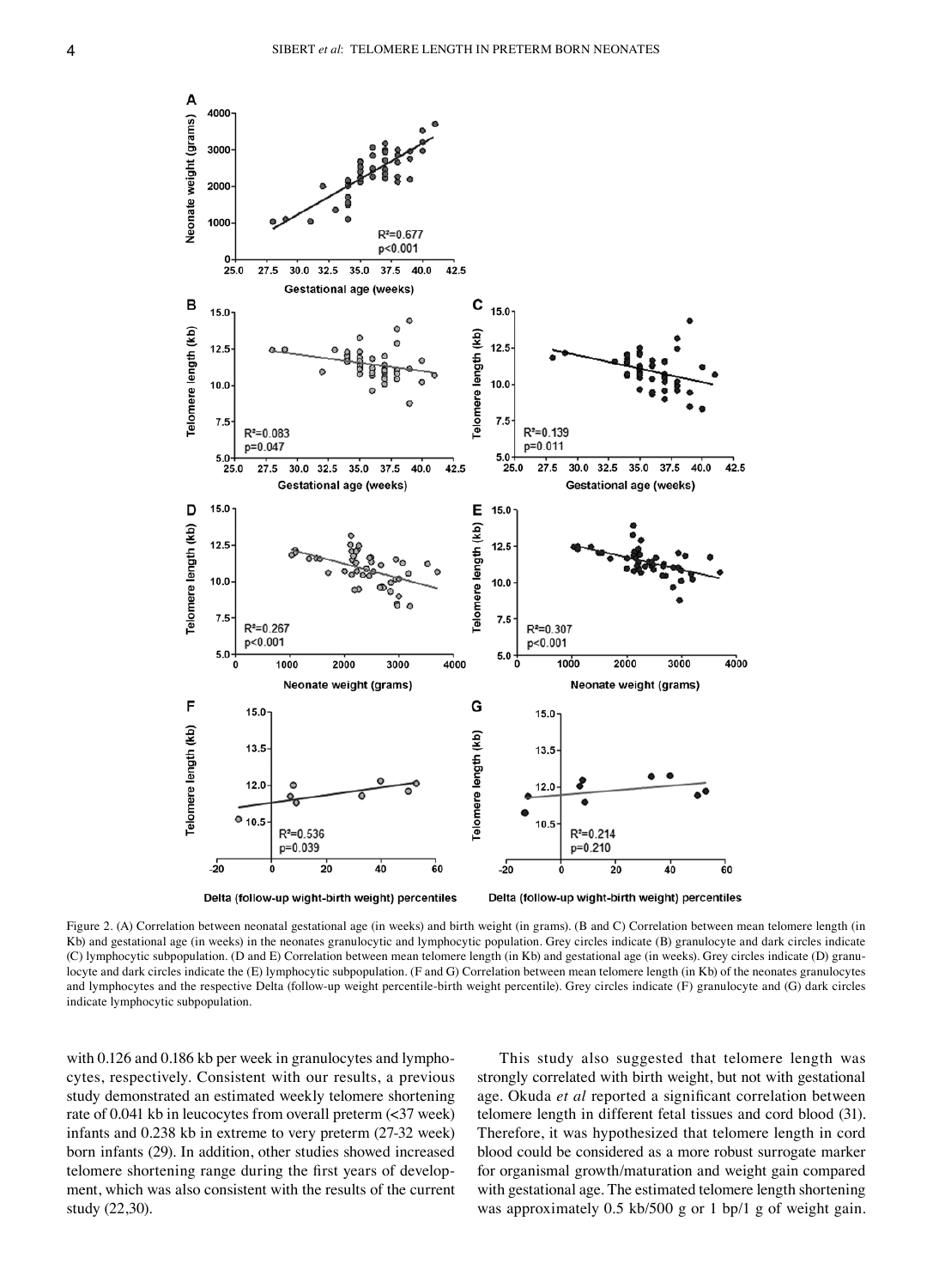Figure 2. (A) Correlation between neonatal gestational age (in weeks) and birth weight (in grams). (B and C) Correlation between mean telomere length (in Kb) and gestational age (in weeks) in the neonates granulocytic and lymphocytic population. Grey circles indicate (B) granulocyte and dark circles indicate (C) lymphocytic subpopulation. (D and E) Correlation between mean telomere length (in Kb) and gestational age (in weeks). Grey circles indicate (D) granulocyte and dark circles indicate the (E) lymphocytic subpopulation. (F and G) Correlation between mean telomere length (in Kb) of the neonates granulocytes and lymphocytes and the respective Delta (follow-up weight percentile-birth weight percentile). Grey circles indicate (F) granulocyte and (G) dark circles indicate lymphocytic subpopulation.

with 0.126 and 0.186 kb per week in granulocytes and lymphocytes, respectively. Consistent with our results, a previous study demonstrated an estimated weekly telomere shortening rate of 0.041 kb in leucocytes from overall preterm (<37 week) infants and 0.238 kb in extreme to very preterm (27-32 week) born infants (29). In addition, other studies showed increased telomere shortening range during the first years of development, which was also consistent with the results of the current study (22,30).

This study also suggested that telomere length was strongly correlated with birth weight, but not with gestational age. Okuda *et al* reported a significant correlation between telomere length in different fetal tissues and cord blood (31). Therefore, it was hypothesized that telomere length in cord blood could be considered as a more robust surrogate marker for organismal growth/maturation and weight gain compared with gestational age. The estimated telomere length shortening was approximately 0.5 kb/500 g or 1 bp/1 g of weight gain.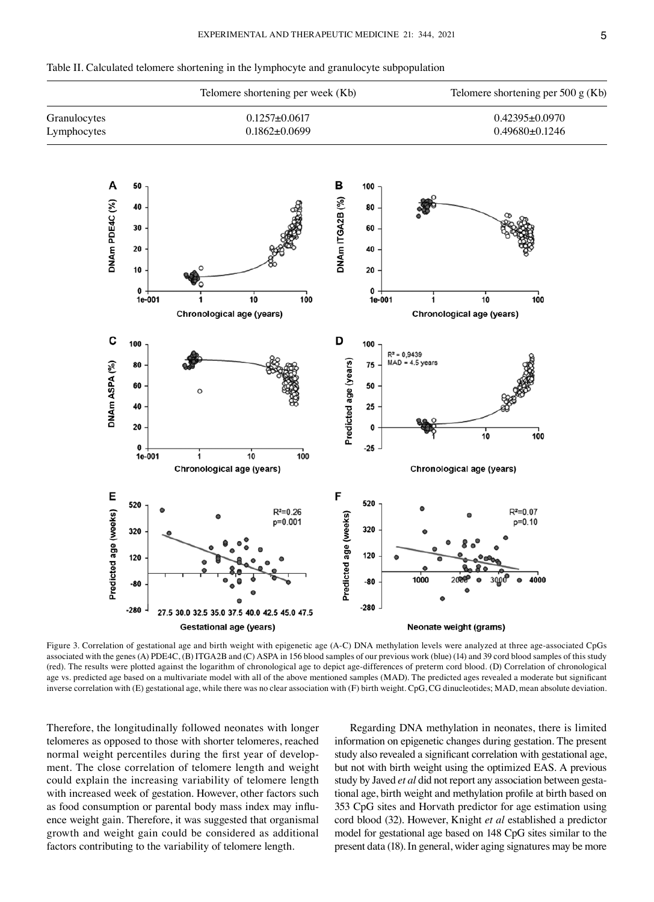Table II. Calculated telomere shortening in the lymphocyte and granulocyte subpopulation

| | Telomere shortening per week (Kb) | Telomere shortening per 500 g (Kb) |
|---|---|---|
| Granulocytes | 0.1257±0.0617 | 0.42395±0.0970 |
| Lymphocytes | 0.1862±0.0699 | 0.49680±0.1246 |

Figure 3. Correlation of gestational age and birth weight with epigenetic age (A-C) DNA methylation levels were analyzed at three age-associated CpGs associated with the genes (A) PDE4C, (B) ITGA2B and (C) ASPA in 156 blood samples of our previous work (blue) (14) and 39 cord blood samples of this study (red). The results were plotted against the logarithm of chronological age to depict age-differences of preterm cord blood. (D) Correlation of chronological age vs. predicted age based on a multivariate model with all of the above mentioned samples (MAD). The predicted ages revealed a moderate but significant inverse correlation with (E) gestational age, while there was no clear association with (F) birth weight. CpG, CG dinucleotides; MAD, mean absolute deviation.

Therefore, the longitudinally followed neonates with longer telomeres as opposed to those with shorter telomeres, reached normal weight percentiles during the first year of development. The close correlation of telomere length and weight could explain the increasing variability of telomere length with increased week of gestation. However, other factors such as food consumption or parental body mass index may influence weight gain. Therefore, it was suggested that organismal growth and weight gain could be considered as additional factors contributing to the variability of telomere length.

Regarding DNA methylation in neonates, there is limited information on epigenetic changes during gestation. The present study also revealed a significant correlation with gestational age, but not with birth weight using the optimized EAS. A previous study by Javed *et al* did not report any association between gestational age, birth weight and methylation profile at birth based on 353 CpG sites and Horvath predictor for age estimation using cord blood (32). However, Knight *et al* established a predictor model for gestational age based on 148 CpG sites similar to the present data (18). In general, wider aging signatures may be more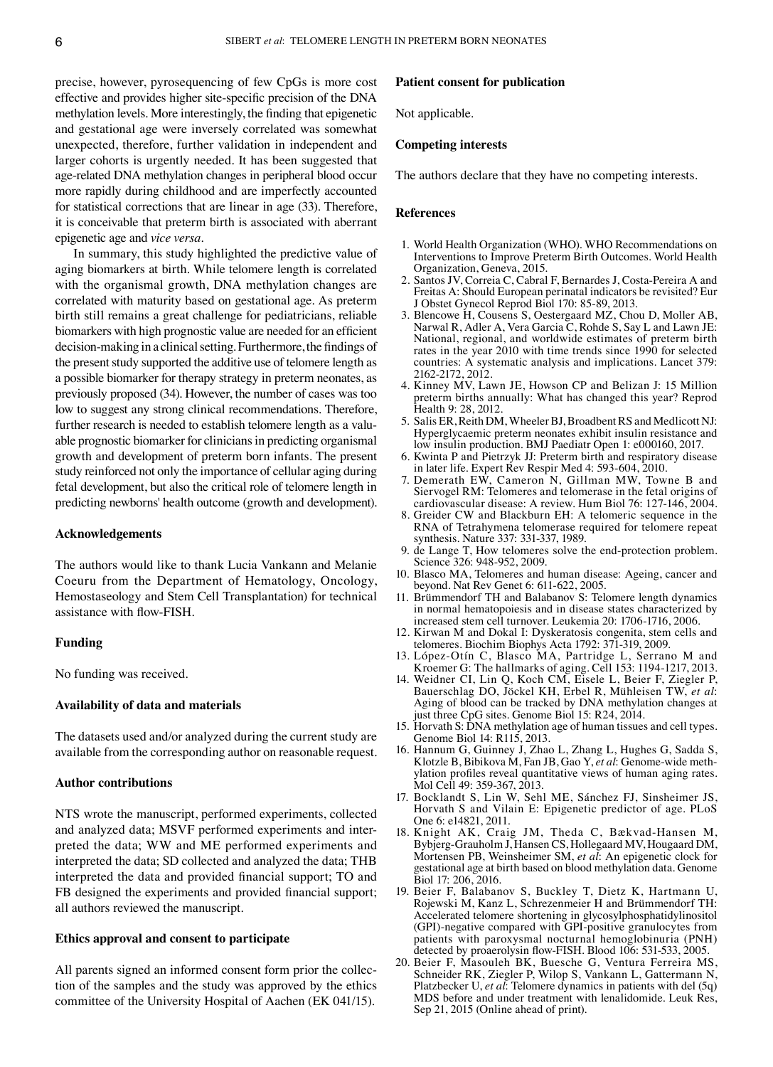precise, however, pyrosequencing of few CpGs is more cost effective and provides higher site-specific precision of the DNA methylation levels. More interestingly, the finding that epigenetic and gestational age were inversely correlated was somewhat unexpected, therefore, further validation in independent and larger cohorts is urgently needed. It has been suggested that age-related DNA methylation changes in peripheral blood occur more rapidly during childhood and are imperfectly accounted for statistical corrections that are linear in age (33). Therefore, it is conceivable that preterm birth is associated with aberrant epigenetic age and *vice versa*.

In summary, this study highlighted the predictive value of aging biomarkers at birth. While telomere length is correlated with the organismal growth, DNA methylation changes are correlated with maturity based on gestational age. As preterm birth still remains a great challenge for pediatricians, reliable biomarkers with high prognostic value are needed for an efficient decision-making in a clinical setting. Furthermore, the findings of the present study supported the additive use of telomere length as a possible biomarker for therapy strategy in preterm neonates, as previously proposed (34). However, the number of cases was too low to suggest any strong clinical recommendations. Therefore, further research is needed to establish telomere length as a valuable prognostic biomarker for clinicians in predicting organismal growth and development of preterm born infants. The present study reinforced not only the importance of cellular aging during fetal development, but also the critical role of telomere length in predicting newborns' health outcome (growth and development).

## Acknowledgements

The authors would like to thank Lucia Vankann and Melanie Coeuru from the Department of Hematology, Oncology, Hemostaseology and Stem Cell Transplantation) for technical assistance with flow-FISH.

## Funding

No funding was received.

## Availability of data and materials

The datasets used and/or analyzed during the current study are available from the corresponding author on reasonable request.

## Author contributions

NTS wrote the manuscript, performed experiments, collected and analyzed data; MSVF performed experiments and interpreted the data; WW and ME performed experiments and interpreted the data; SD collected and analyzed the data; THB interpreted the data and provided financial support; TO and FB designed the experiments and provided financial support; all authors reviewed the manuscript.

## Ethics approval and consent to participate

All parents signed an informed consent form prior the collection of the samples and the study was approved by the ethics committee of the University Hospital of Aachen (EK 041/15).

## Patient consent for publication

Not applicable.

## Competing interests

The authors declare that they have no competing interests.

## References

1. World Health Organization (WHO). WHO Recommendations on Interventions to Improve Preterm Birth Outcomes. World Health Organization, Geneva, 2015.
2. Santos JV, Correia C, Cabral F, Bernardes J, Costa-Pereira A and Freitas A: Should European perinatal indicators be revisited? Eur J Obstet Gynecol Reprod Biol 170: 85-89, 2013.
3. Blencowe H, Cousens S, Oestergaard MZ, Chou D, Moller AB, Narwal R, Adler A, Vera Garcia C, Rohde S, Say L and Lawn JE: National, regional, and worldwide estimates of preterm birth rates in the year 2010 with time trends since 1990 for selected countries: A systematic analysis and implications. Lancet 379: 2162-2172, 2012.
4. Kinney MV, Lawn JE, Howson CP and Belizan J: 15 Million preterm births annually: What has changed this year? Reprod Health 9: 28, 2012.
5. Salis ER, Reith DM, Wheeler BJ, Broadbent RS and Medlicott NJ: Hyperglycaemic preterm neonates exhibit insulin resistance and low insulin production. BMJ Paediatr Open 1: e000160, 2017.
6. Kwinta P and Pietrzyk JJ: Preterm birth and respiratory disease in later life. Expert Rev Respir Med 4: 593-604, 2010.
7. Demerath EW, Cameron N, Gillman MW, Towne B and Siervogel RM: Telomeres and telomerase in the fetal origins of cardiovascular disease: A review. Hum Biol 76: 127-146, 2004.
8. Greider CW and Blackburn EH: A telomeric sequence in the RNA of Tetrahymena telomerase required for telomere repeat synthesis. Nature 337: 331-337, 1989.
9. de Lange T, How telomeres solve the end-protection problem. Science 326: 948-952, 2009.
10. Blasco MA, Telomeres and human disease: Ageing, cancer and beyond. Nat Rev Genet 6: 611-622, 2005.
11. Brümmendorf TH and Balabanov S: Telomere length dynamics in normal hematopoiesis and in disease states characterized by increased stem cell turnover. Leukemia 20: 1706-1716, 2006.
12. Kirwan M and Dokal I: Dyskeratosis congenita, stem cells and telomeres. Biochim Biophys Acta 1792: 371-319, 2009.
13. López-Otín C, Blasco MA, Partridge L, Serrano M and Kroemer G: The hallmarks of aging. Cell 153: 1194-1217, 2013.
14. Weidner CI, Lin Q, Koch CM, Eisele L, Beier F, Ziegler P, Bauerschlag DO, Jöckel KH, Erbel R, Mühleisen TW, *et al*: Aging of blood can be tracked by DNA methylation changes at just three CpG sites. Genome Biol 15: R24, 2014.
15. Horvath S: DNA methylation age of human tissues and cell types. Genome Biol 14: R115, 2013.
16. Hannum G, Guinney J, Zhao L, Zhang L, Hughes G, Sadda S, Klotzle B, Bibikova M, Fan JB, Gao Y, *et al*: Genome-wide methylation profiles reveal quantitative views of human aging rates. Mol Cell 49: 359-367, 2013.
17. Bocklandt S, Lin W, Sehl ME, Sánchez FJ, Sinsheimer JS, Horvath S and Vilain E: Epigenetic predictor of age. PLoS One 6: e14821, 2011.
18. Knight AK, Craig JM, Theda C, Bækvad-Hansen M, Bybjerg-Grauholm J, Hansen CS, Hollegaard MV, Hougaard DM, Mortensen PB, Weinsheimer SM, *et al*: An epigenetic clock for gestational age at birth based on blood methylation data. Genome Biol 17: 206, 2016.
19. Beier F, Balabanov S, Buckley T, Dietz K, Hartmann U, Rojewski M, Kanz L, Schrezenmeier H and Brümmendorf TH: Accelerated telomere shortening in glycosylphosphatidylinositol (GPI)-negative compared with GPI-positive granulocytes from patients with paroxysmal nocturnal hemoglobinuria (PNH) detected by proaerolysin flow-FISH. Blood 106: 531-533, 2005.
20. Beier F, Masouleh BK, Buesche G, Ventura Ferreira MS, Schneider RK, Ziegler P, Wilop S, Vankann L, Gattermann N, Platzbecker U, *et al*: Telomere dynamics in patients with del (5q) MDS before and under treatment with lenalidomide. Leuk Res, Sep 21, 2015 (Online ahead of print).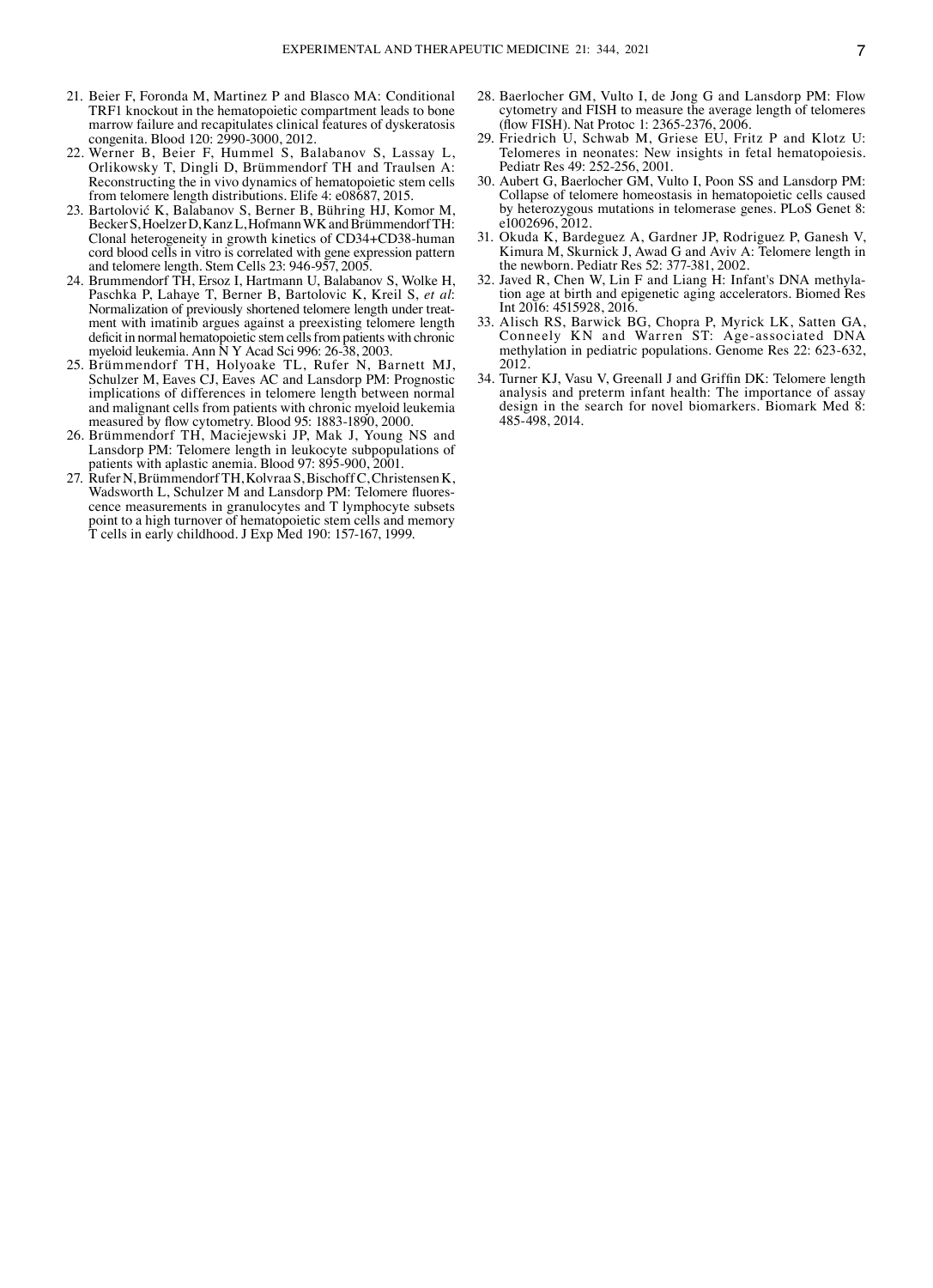21. Beier F, Foronda M, Martinez P and Blasco MA: Conditional TRF1 knockout in the hematopoietic compartment leads to bone marrow failure and recapitulates clinical features of dyskeratosis congenita. Blood 120: 2990-3000, 2012.
22. Werner B, Beier F, Hummel S, Balabanov S, Lassay L, Orlikowsky T, Dingli D, Brümmendorf TH and Traulsen A: Reconstructing the in vivo dynamics of hematopoietic stem cells from telomere length distributions. Elife 4: e08687, 2015.
23. Bartolović K, Balabanov S, Berner B, Bühring HJ, Komor M, Becker S, Hoelzer D, Kanz L, Hofmann WK and Brümmendorf TH: Clonal heterogeneity in growth kinetics of CD34+CD38-human cord blood cells in vitro is correlated with gene expression pattern and telomere length. Stem Cells 23: 946-957, 2005.
24. Brummendorf TH, Ersoz I, Hartmann U, Balabanov S, Wolke H, Paschka P, Lahaye T, Berner B, Bartolovic K, Kreil S, *et al*: Normalization of previously shortened telomere length under treatment with imatinib argues against a preexisting telomere length deficit in normal hematopoietic stem cells from patients with chronic myeloid leukemia. Ann N Y Acad Sci 996: 26-38, 2003.
25. Brümmendorf TH, Holyoake TL, Rufer N, Barnett MJ, Schulzer M, Eaves CJ, Eaves AC and Lansdorp PM: Prognostic implications of differences in telomere length between normal and malignant cells from patients with chronic myeloid leukemia measured by flow cytometry. Blood 95: 1883-1890, 2000.
26. Brümmendorf TH, Maciejewski JP, Mak J, Young NS and Lansdorp PM: Telomere length in leukocyte subpopulations of patients with aplastic anemia. Blood 97: 895-900, 2001.
27. Rufer N, Brümmendorf TH, Kolvraa S, Bischoff C, Christensen K, Wadsworth L, Schulzer M and Lansdorp PM: Telomere fluorescence measurements in granulocytes and T lymphocyte subsets point to a high turnover of hematopoietic stem cells and memory T cells in early childhood. J Exp Med 190: 157-167, 1999.
28. Baerlocher GM, Vulto I, de Jong G and Lansdorp PM: Flow cytometry and FISH to measure the average length of telomeres (flow FISH). Nat Protoc 1: 2365-2376, 2006.
29. Friedrich U, Schwab M, Griese EU, Fritz P and Klotz U: Telomeres in neonates: New insights in fetal hematopoiesis. Pediatr Res 49: 252-256, 2001.
30. Aubert G, Baerlocher GM, Vulto I, Poon SS and Lansdorp PM: Collapse of telomere homeostasis in hematopoietic cells caused by heterozygous mutations in telomerase genes. PLoS Genet 8: e1002696, 2012.
31. Okuda K, Bardeguez A, Gardner JP, Rodriguez P, Ganesh V, Kimura M, Skurnick J, Awad G and Aviv A: Telomere length in the newborn. Pediatr Res 52: 377-381, 2002.
32. Javed R, Chen W, Lin F and Liang H: Infant's DNA methylation age at birth and epigenetic aging accelerators. Biomed Res Int 2016: 4515928, 2016.
33. Alisch RS, Barwick BG, Chopra P, Myrick LK, Satten GA, Conneely KN and Warren ST: Age-associated DNA methylation in pediatric populations. Genome Res 22: 623-632, 2012.
34. Turner KJ, Vasu V, Greenall J and Griffin DK: Telomere length analysis and preterm infant health: The importance of assay design in the search for novel biomarkers. Biomark Med 8: 485-498, 2014.